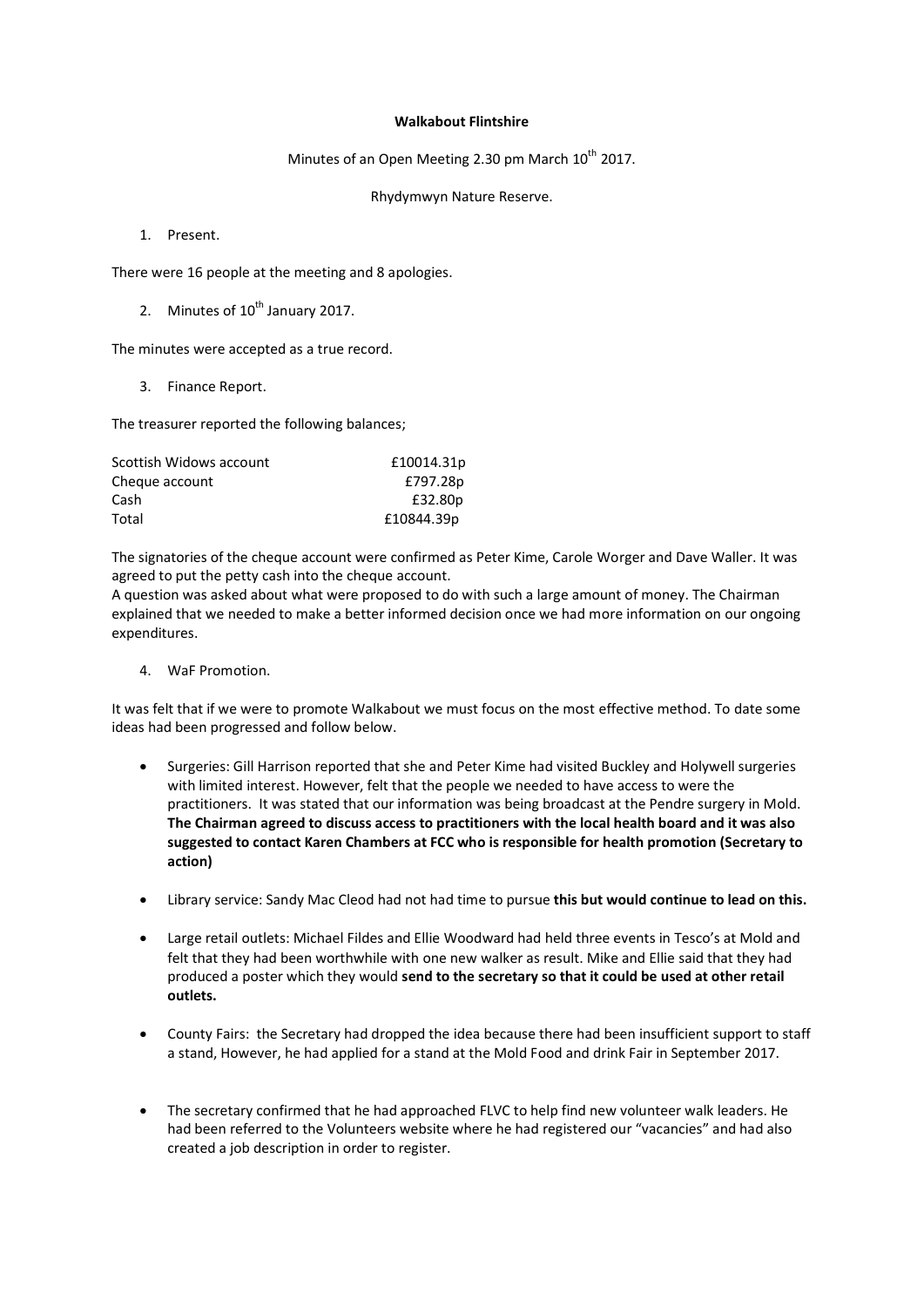**Walkabout Flintshire**

Minutes of an Open Meeting 2.30 pm March 10th 2017.

Rhydymwyn Nature Reserve.

1. Present.

There were 16 people at the meeting and 8 apologies.

2. Minutes of 10th January 2017.

The minutes were accepted as a true record.

3. Finance Report.

The treasurer reported the following balances;

| | |
|---|---|
| Scottish Widows account | £10014.31p |
| Cheque account | £797.28p |
| Cash | £32.80p |
| Total | £10844.39p |

The signatories of the cheque account were confirmed as Peter Kime, Carole Worger and Dave Waller. It was agreed to put the petty cash into the cheque account.

A question was asked about what were proposed to do with such a large amount of money. The Chairman explained that we needed to make a better informed decision once we had more information on our ongoing expenditures.

4. WaF Promotion.

It was felt that if we were to promote Walkabout we must focus on the most effective method. To date some ideas had been progressed and follow below.

- Surgeries: Gill Harrison reported that she and Peter Kime had visited Buckley and Holywell surgeries with limited interest. However, felt that the people we needed to have access to were the practitioners. It was stated that our information was being broadcast at the Pendre surgery in Mold. **The Chairman agreed to discuss access to practitioners with the local health board and it was also suggested to contact Karen Chambers at FCC who is responsible for health promotion (Secretary to action)**

- Library service: Sandy Mac Cleod had not had time to pursue **this but would continue to lead on this.**

- Large retail outlets: Michael Fildes and Ellie Woodward had held three events in Tesco's at Mold and felt that they had been worthwhile with one new walker as result. Mike and Ellie said that they had produced a poster which they would **send to the secretary so that it could be used at other retail outlets.**

- County Fairs: the Secretary had dropped the idea because there had been insufficient support to staff a stand, However, he had applied for a stand at the Mold Food and drink Fair in September 2017.

- The secretary confirmed that he had approached FLVC to help find new volunteer walk leaders. He had been referred to the Volunteers website where he had registered our "vacancies" and had also created a job description in order to register.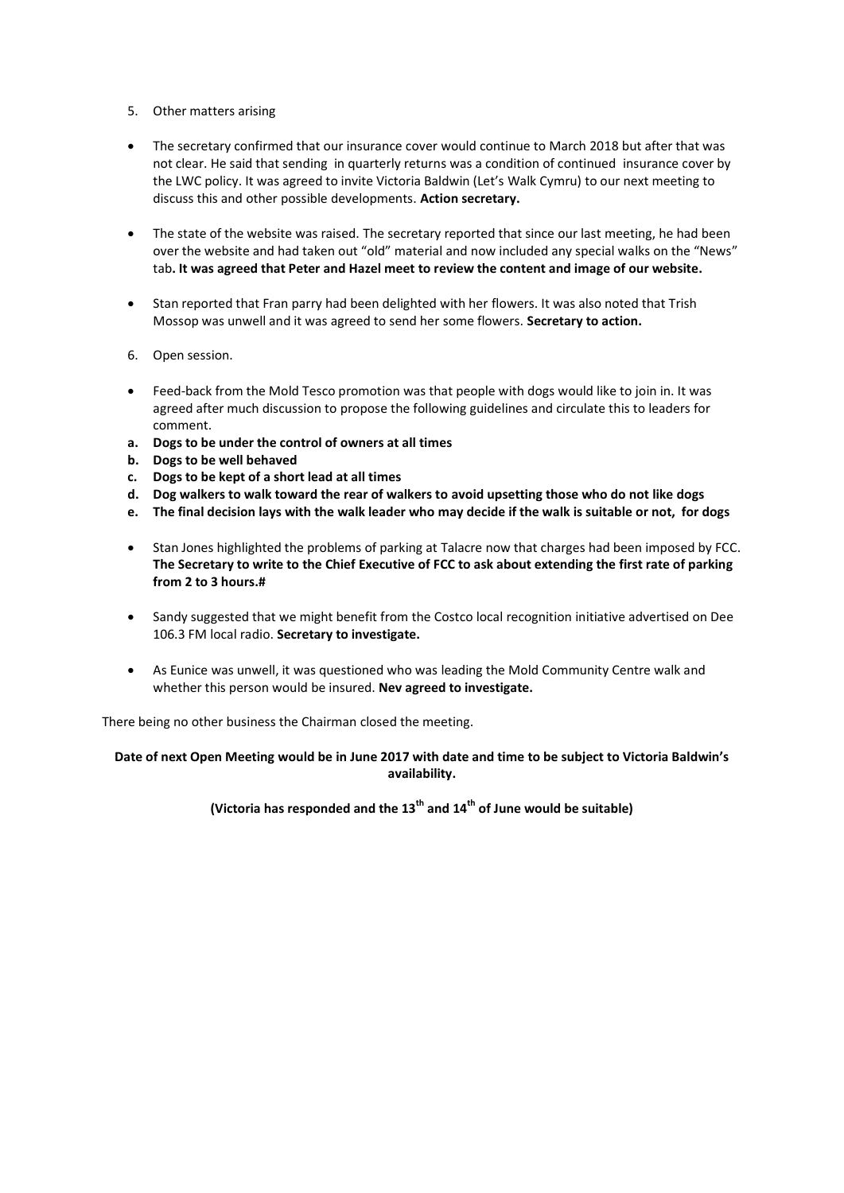5. Other matters arising

- The secretary confirmed that our insurance cover would continue to March 2018 but after that was not clear. He said that sending in quarterly returns was a condition of continued insurance cover by the LWC policy. It was agreed to invite Victoria Baldwin (Let's Walk Cymru) to our next meeting to discuss this and other possible developments. **Action secretary.**

- The state of the website was raised. The secretary reported that since our last meeting, he had been over the website and had taken out "old" material and now included any special walks on the "News" tab**. It was agreed that Peter and Hazel meet to review the content and image of our website.**

- Stan reported that Fran parry had been delighted with her flowers. It was also noted that Trish Mossop was unwell and it was agreed to send her some flowers. **Secretary to action.**

6. Open session.

- Feed-back from the Mold Tesco promotion was that people with dogs would like to join in. It was agreed after much discussion to propose the following guidelines and circulate this to leaders for comment.

**a. Dogs to be under the control of owners at all times**
**b. Dogs to be well behaved**
**c. Dogs to be kept of a short lead at all times**
**d. Dog walkers to walk toward the rear of walkers to avoid upsetting those who do not like dogs**
**e. The final decision lays with the walk leader who may decide if the walk is suitable or not, for dogs**

- Stan Jones highlighted the problems of parking at Talacre now that charges had been imposed by FCC. **The Secretary to write to the Chief Executive of FCC to ask about extending the first rate of parking from 2 to 3 hours.#**

- Sandy suggested that we might benefit from the Costco local recognition initiative advertised on Dee 106.3 FM local radio. **Secretary to investigate.**

- As Eunice was unwell, it was questioned who was leading the Mold Community Centre walk and whether this person would be insured. **Nev agreed to investigate.**

There being no other business the Chairman closed the meeting.

**Date of next Open Meeting would be in June 2017 with date and time to be subject to Victoria Baldwin's availability.**

**(Victoria has responded and the 13th and 14th of June would be suitable)**